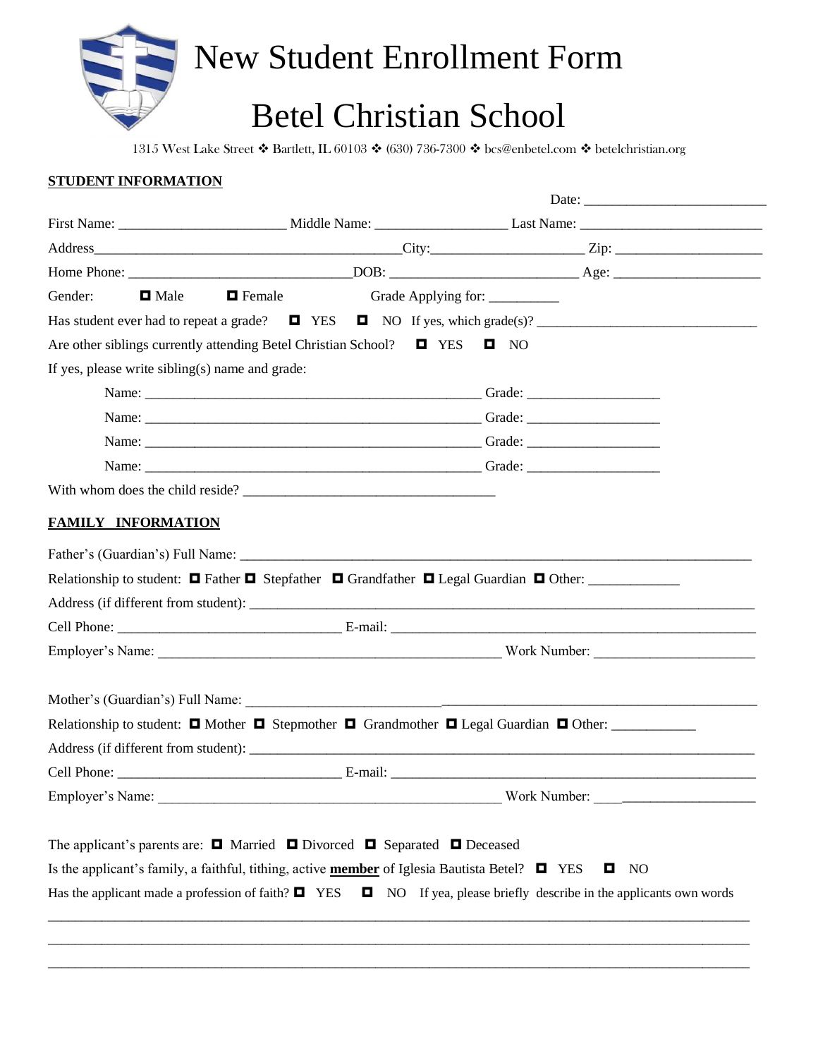# New Student Enrollment Form

# Betel Christian School

1315 West Lake Street ❖ Bartlett, IL 60103 ❖ (630) 736-7300 ❖ bcs@enbetel.com ❖ betelchristian.org

**STUDENT INFORMATION**

Date: ________________________

First Name: ______________________ Middle Name: _________________ Last Name: ________________________

Address_________________________________________City:____________________ Zip: ___________________

Home Phone: _____________________________DOB: _________________________ Age: ___________________

Gender: ☐ Male ☐ Female Grade Applying for: __________

Has student ever had to repeat a grade? ☐ YES ☐ NO If yes, which grade(s)? ______________________________

Are other siblings currently attending Betel Christian School? ☐ YES ☐ NO

If yes, please write sibling(s) name and grade:

Name: _____________________________________________ Grade: __________________

Name: _____________________________________________ Grade: __________________

Name: _____________________________________________ Grade: __________________

Name: _____________________________________________ Grade: __________________

With whom does the child reside? _________________________________

**FAMILY INFORMATION**

Father's (Guardian's) Full Name: _____________________________________________________________________

Relationship to student: ☐ Father ☐ Stepfather ☐ Grandfather ☐ Legal Guardian ☐ Other: ____________

Address (if different from student): ____________________________________________________________________

Cell Phone: ______________________________ E-mail: ________________________________________________

Employer's Name: ______________________________________________ Work Number: _____________________

Mother's (Guardian's) Full Name: ______________________________________________________________________

Relationship to student: ☐ Mother ☐ Stepmother ☐ Grandmother ☐ Legal Guardian ☐ Other: ___________

Address (if different from student): ____________________________________________________________________

Cell Phone: ______________________________ E-mail: ________________________________________________

Employer's Name: ______________________________________________ Work Number: _____________________

The applicant's parents are: ☐ Married ☐ Divorced ☐ Separated ☐ Deceased

Is the applicant's family, a faithful, tithing, active **member** of Iglesia Bautista Betel? ☐ YES ☐ NO

Has the applicant made a profession of faith? ☐ YES ☐ NO If yea, please briefly describe in the applicants own words

_____________________________________________________________________________________________

_____________________________________________________________________________________________

_____________________________________________________________________________________________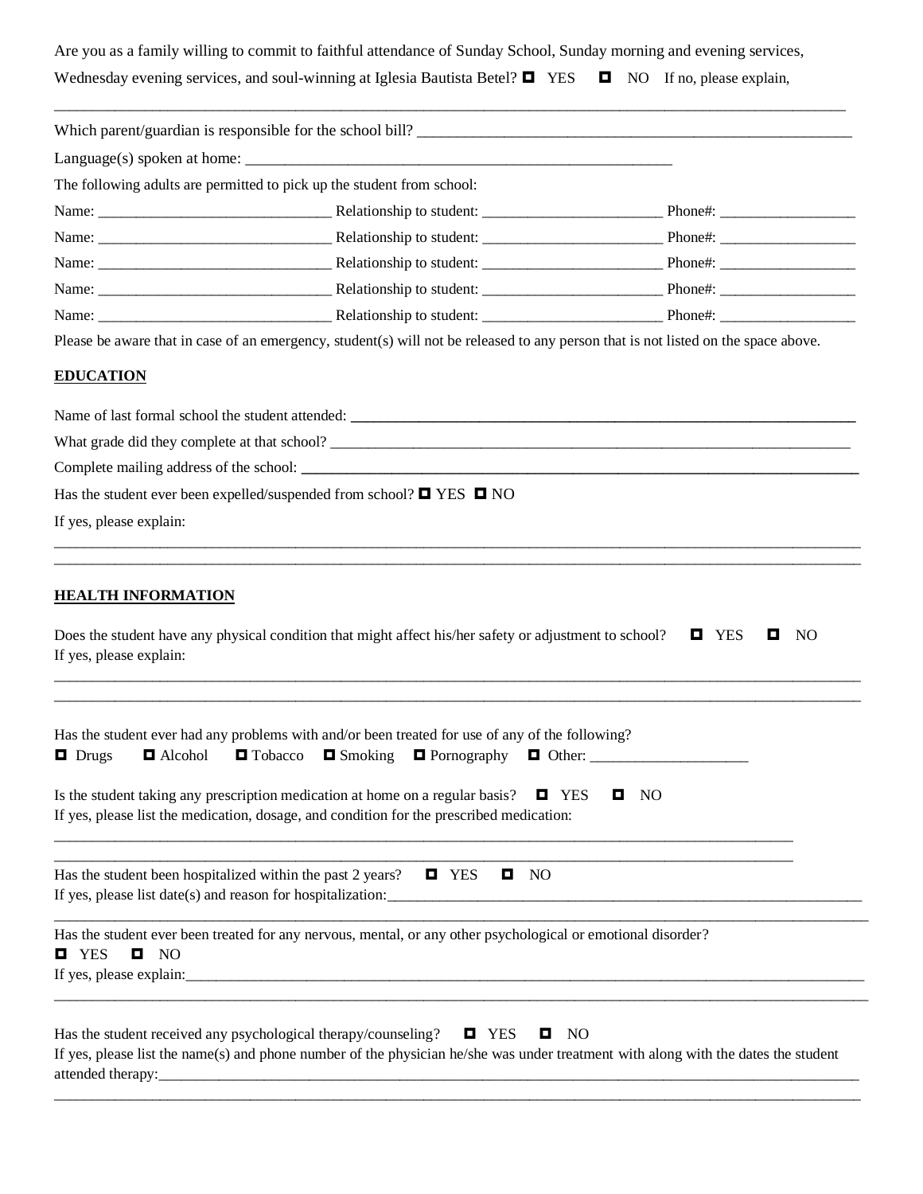Are you as a family willing to commit to faithful attendance of Sunday School, Sunday morning and evening services, Wednesday evening services, and soul-winning at Iglesia Bautista Betel? ◻ YES ◻ NO If no, please explain,

_______________________________________________________________________________________________

Which parent/guardian is responsible for the school bill? _______________________________________________

Language(s) spoken at home: _______________________________________________

The following adults are permitted to pick up the student from school:

Name: ____________________ Relationship to student: ____________________ Phone#: ______________

Name: ____________________ Relationship to student: ____________________ Phone#: ______________

Name: ____________________ Relationship to student: ____________________ Phone#: ______________

Name: ____________________ Relationship to student: ____________________ Phone#: ______________

Name: ____________________ Relationship to student: ____________________ Phone#: ______________

Please be aware that in case of an emergency, student(s) will not be released to any person that is not listed on the space above.

## EDUCATION

Name of last formal school the student attended: _______________________________________________

What grade did they complete at that school? _______________________________________________

Complete mailing address of the school: _______________________________________________

Has the student ever been expelled/suspended from school? ◻ YES ◻ NO

If yes, please explain:

_______________________________________________________________________________________________

_______________________________________________________________________________________________

## HEALTH INFORMATION

Does the student have any physical condition that might affect his/her safety or adjustment to school? ◻ YES ◻ NO

If yes, please explain:

_______________________________________________________________________________________________

_______________________________________________________________________________________________

Has the student ever had any problems with and/or been treated for use of any of the following?

◻ Drugs ◻ Alcohol ◻ Tobacco ◻ Smoking ◻ Pornography ◻ Other: ____________________

Is the student taking any prescription medication at home on a regular basis? ◻ YES ◻ NO

If yes, please list the medication, dosage, and condition for the prescribed medication:

_______________________________________________________________________________________________

_______________________________________________________________________________________________

Has the student been hospitalized within the past 2 years? ◻ YES ◻ NO

If yes, please list date(s) and reason for hospitalization: _______________________________________________

_______________________________________________________________________________________________

Has the student ever been treated for any nervous, mental, or any other psychological or emotional disorder?

◻ YES ◻ NO

If yes, please explain: _______________________________________________

_______________________________________________________________________________________________

Has the student received any psychological therapy/counseling? ◻ YES ◻ NO

If yes, please list the name(s) and phone number of the physician he/she was under treatment with along with the dates the student attended therapy: _______________________________________________

_______________________________________________________________________________________________